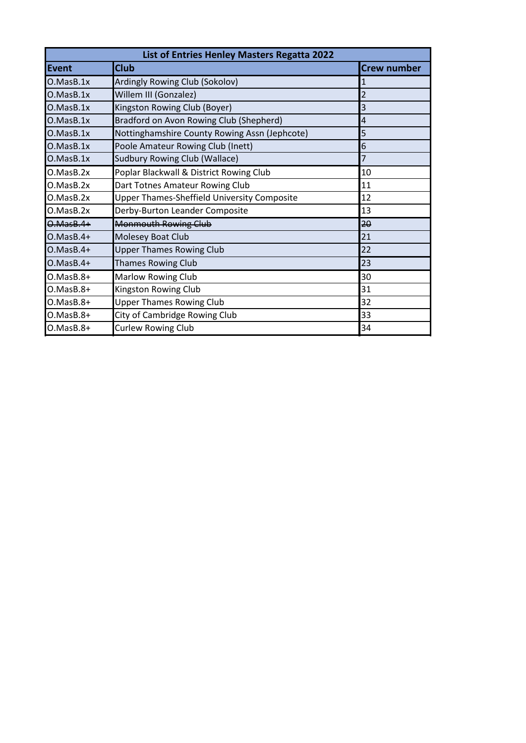| List of Entries Henley Masters Regatta 2022 | | |
|---|---|---|
| **Event** | **Club** | **Crew number** |
| O.MasB.1x | Ardingly Rowing Club (Sokolov) | 1 |
| O.MasB.1x | Willem III (Gonzalez) | 2 |
| O.MasB.1x | Kingston Rowing Club (Boyer) | 3 |
| O.MasB.1x | Bradford on Avon Rowing Club (Shepherd) | 4 |
| O.MasB.1x | Nottinghamshire County Rowing Assn (Jephcote) | 5 |
| O.MasB.1x | Poole Amateur Rowing Club (Inett) | 6 |
| O.MasB.1x | Sudbury Rowing Club (Wallace) | 7 |
| O.MasB.2x | Poplar Blackwall & District Rowing Club | 10 |
| O.MasB.2x | Dart Totnes Amateur Rowing Club | 11 |
| O.MasB.2x | Upper Thames-Sheffield University Composite | 12 |
| O.MasB.2x | Derby-Burton Leander Composite | 13 |
| ~~O.MasB.4+~~ | ~~Monmouth Rowing Club~~ | ~~20~~ |
| O.MasB.4+ | Molesey Boat Club | 21 |
| O.MasB.4+ | Upper Thames Rowing Club | 22 |
| O.MasB.4+ | Thames Rowing Club | 23 |
| O.MasB.8+ | Marlow Rowing Club | 30 |
| O.MasB.8+ | Kingston Rowing Club | 31 |
| O.MasB.8+ | Upper Thames Rowing Club | 32 |
| O.MasB.8+ | City of Cambridge Rowing Club | 33 |
| O.MasB.8+ | Curlew Rowing Club | 34 |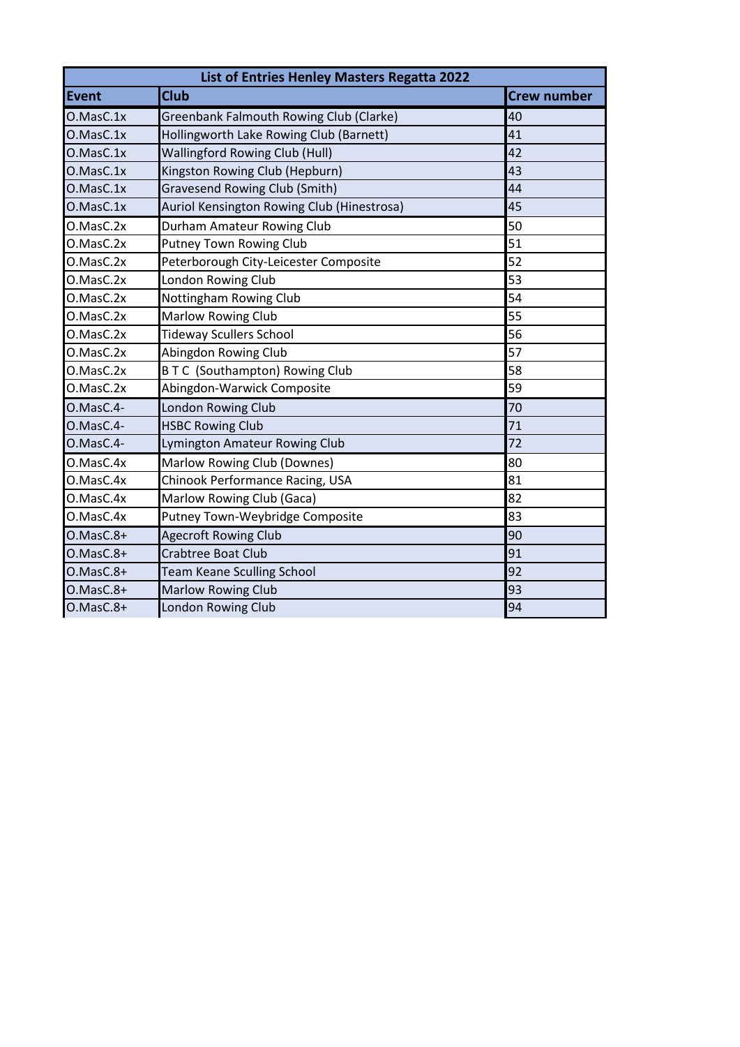| List of Entries Henley Masters Regatta 2022 | | |
|---|---|---|
| **Event** | **Club** | **Crew number** |
| O.MasC.1x | Greenbank Falmouth Rowing Club (Clarke) | 40 |
| O.MasC.1x | Hollingworth Lake Rowing Club (Barnett) | 41 |
| O.MasC.1x | Wallingford Rowing Club (Hull) | 42 |
| O.MasC.1x | Kingston Rowing Club (Hepburn) | 43 |
| O.MasC.1x | Gravesend Rowing Club (Smith) | 44 |
| O.MasC.1x | Auriol Kensington Rowing Club (Hinestrosa) | 45 |
| O.MasC.2x | Durham Amateur Rowing Club | 50 |
| O.MasC.2x | Putney Town Rowing Club | 51 |
| O.MasC.2x | Peterborough City-Leicester Composite | 52 |
| O.MasC.2x | London Rowing Club | 53 |
| O.MasC.2x | Nottingham Rowing Club | 54 |
| O.MasC.2x | Marlow Rowing Club | 55 |
| O.MasC.2x | Tideway Scullers School | 56 |
| O.MasC.2x | Abingdon Rowing Club | 57 |
| O.MasC.2x | B T C (Southampton) Rowing Club | 58 |
| O.MasC.2x | Abingdon-Warwick Composite | 59 |
| O.MasC.4- | London Rowing Club | 70 |
| O.MasC.4- | HSBC Rowing Club | 71 |
| O.MasC.4- | Lymington Amateur Rowing Club | 72 |
| O.MasC.4x | Marlow Rowing Club (Downes) | 80 |
| O.MasC.4x | Chinook Performance Racing, USA | 81 |
| O.MasC.4x | Marlow Rowing Club (Gaca) | 82 |
| O.MasC.4x | Putney Town-Weybridge Composite | 83 |
| O.MasC.8+ | Agecroft Rowing Club | 90 |
| O.MasC.8+ | Crabtree Boat Club | 91 |
| O.MasC.8+ | Team Keane Sculling School | 92 |
| O.MasC.8+ | Marlow Rowing Club | 93 |
| O.MasC.8+ | London Rowing Club | 94 |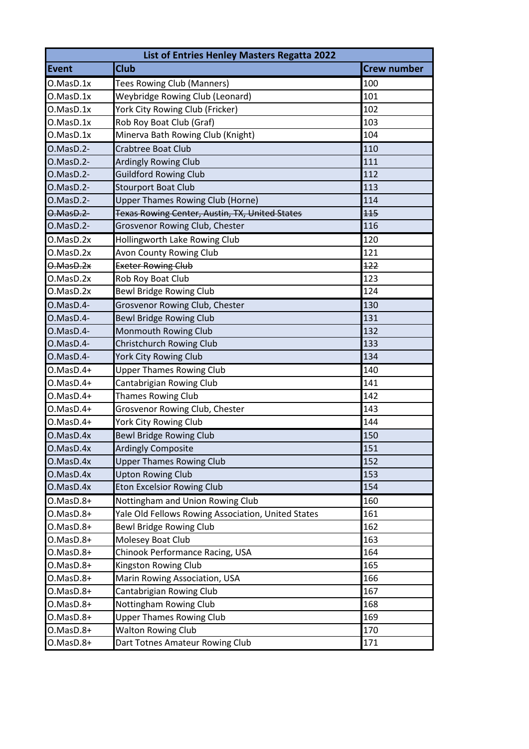| List of Entries Henley Masters Regatta 2022 | | |
|---|---|---|
| **Event** | **Club** | **Crew number** |
| O.MasD.1x | Tees Rowing Club (Manners) | 100 |
| O.MasD.1x | Weybridge Rowing Club (Leonard) | 101 |
| O.MasD.1x | York City Rowing Club (Fricker) | 102 |
| O.MasD.1x | Rob Roy Boat Club (Graf) | 103 |
| O.MasD.1x | Minerva Bath Rowing Club (Knight) | 104 |
| O.MasD.2- | Crabtree Boat Club | 110 |
| O.MasD.2- | Ardingly Rowing Club | 111 |
| O.MasD.2- | Guildford Rowing Club | 112 |
| O.MasD.2- | Stourport Boat Club | 113 |
| O.MasD.2- | Upper Thames Rowing Club (Horne) | 114 |
| ~~O.MasD.2-~~ | ~~Texas Rowing Center, Austin, TX, United States~~ | ~~115~~ |
| O.MasD.2- | Grosvenor Rowing Club, Chester | 116 |
| O.MasD.2x | Hollingworth Lake Rowing Club | 120 |
| O.MasD.2x | Avon County Rowing Club | 121 |
| ~~O.MasD.2x~~ | ~~Exeter Rowing Club~~ | ~~122~~ |
| O.MasD.2x | Rob Roy Boat Club | 123 |
| O.MasD.2x | Bewl Bridge Rowing Club | 124 |
| O.MasD.4- | Grosvenor Rowing Club, Chester | 130 |
| O.MasD.4- | Bewl Bridge Rowing Club | 131 |
| O.MasD.4- | Monmouth Rowing Club | 132 |
| O.MasD.4- | Christchurch Rowing Club | 133 |
| O.MasD.4- | York City Rowing Club | 134 |
| O.MasD.4+ | Upper Thames Rowing Club | 140 |
| O.MasD.4+ | Cantabrigian Rowing Club | 141 |
| O.MasD.4+ | Thames Rowing Club | 142 |
| O.MasD.4+ | Grosvenor Rowing Club, Chester | 143 |
| O.MasD.4+ | York City Rowing Club | 144 |
| O.MasD.4x | Bewl Bridge Rowing Club | 150 |
| O.MasD.4x | Ardingly Composite | 151 |
| O.MasD.4x | Upper Thames Rowing Club | 152 |
| O.MasD.4x | Upton Rowing Club | 153 |
| O.MasD.4x | Eton Excelsior Rowing Club | 154 |
| O.MasD.8+ | Nottingham and Union Rowing Club | 160 |
| O.MasD.8+ | Yale Old Fellows Rowing Association, United States | 161 |
| O.MasD.8+ | Bewl Bridge Rowing Club | 162 |
| O.MasD.8+ | Molesey Boat Club | 163 |
| O.MasD.8+ | Chinook Performance Racing, USA | 164 |
| O.MasD.8+ | Kingston Rowing Club | 165 |
| O.MasD.8+ | Marin Rowing Association, USA | 166 |
| O.MasD.8+ | Cantabrigian Rowing Club | 167 |
| O.MasD.8+ | Nottingham Rowing Club | 168 |
| O.MasD.8+ | Upper Thames Rowing Club | 169 |
| O.MasD.8+ | Walton Rowing Club | 170 |
| O.MasD.8+ | Dart Totnes Amateur Rowing Club | 171 |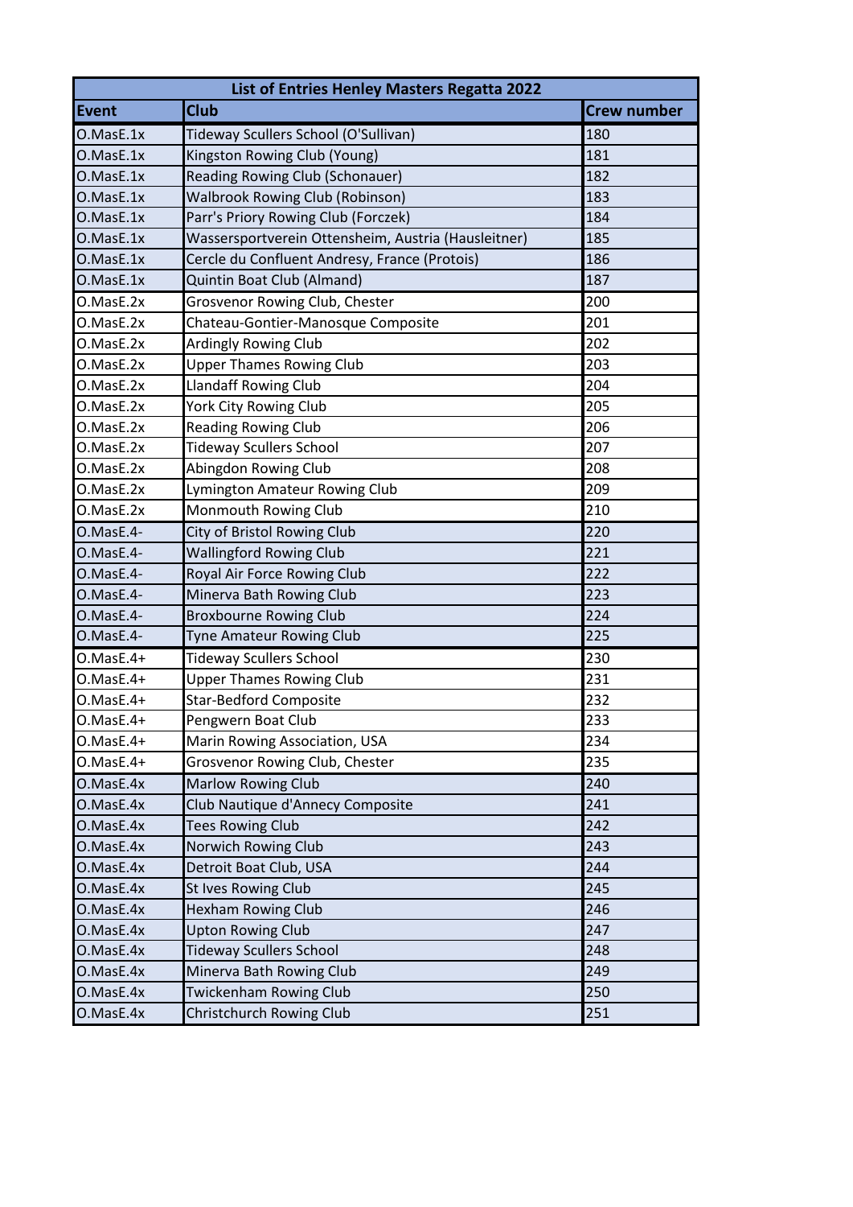| List of Entries Henley Masters Regatta 2022 | | |
|---|---|---|
| **Event** | **Club** | **Crew number** |
| O.MasE.1x | Tideway Scullers School (O'Sullivan) | 180 |
| O.MasE.1x | Kingston Rowing Club (Young) | 181 |
| O.MasE.1x | Reading Rowing Club (Schonauer) | 182 |
| O.MasE.1x | Walbrook Rowing Club (Robinson) | 183 |
| O.MasE.1x | Parr's Priory Rowing Club (Forczek) | 184 |
| O.MasE.1x | Wassersportverein Ottensheim, Austria (Hausleitner) | 185 |
| O.MasE.1x | Cercle du Confluent Andresy, France (Protois) | 186 |
| O.MasE.1x | Quintin Boat Club (Almand) | 187 |
| O.MasE.2x | Grosvenor Rowing Club, Chester | 200 |
| O.MasE.2x | Chateau-Gontier-Manosque Composite | 201 |
| O.MasE.2x | Ardingly Rowing Club | 202 |
| O.MasE.2x | Upper Thames Rowing Club | 203 |
| O.MasE.2x | Llandaff Rowing Club | 204 |
| O.MasE.2x | York City Rowing Club | 205 |
| O.MasE.2x | Reading Rowing Club | 206 |
| O.MasE.2x | Tideway Scullers School | 207 |
| O.MasE.2x | Abingdon Rowing Club | 208 |
| O.MasE.2x | Lymington Amateur Rowing Club | 209 |
| O.MasE.2x | Monmouth Rowing Club | 210 |
| O.MasE.4- | City of Bristol Rowing Club | 220 |
| O.MasE.4- | Wallingford Rowing Club | 221 |
| O.MasE.4- | Royal Air Force Rowing Club | 222 |
| O.MasE.4- | Minerva Bath Rowing Club | 223 |
| O.MasE.4- | Broxbourne Rowing Club | 224 |
| O.MasE.4- | Tyne Amateur Rowing Club | 225 |
| O.MasE.4+ | Tideway Scullers School | 230 |
| O.MasE.4+ | Upper Thames Rowing Club | 231 |
| O.MasE.4+ | Star-Bedford Composite | 232 |
| O.MasE.4+ | Pengwern Boat Club | 233 |
| O.MasE.4+ | Marin Rowing Association, USA | 234 |
| O.MasE.4+ | Grosvenor Rowing Club, Chester | 235 |
| O.MasE.4x | Marlow Rowing Club | 240 |
| O.MasE.4x | Club Nautique d'Annecy Composite | 241 |
| O.MasE.4x | Tees Rowing Club | 242 |
| O.MasE.4x | Norwich Rowing Club | 243 |
| O.MasE.4x | Detroit Boat Club, USA | 244 |
| O.MasE.4x | St Ives Rowing Club | 245 |
| O.MasE.4x | Hexham Rowing Club | 246 |
| O.MasE.4x | Upton Rowing Club | 247 |
| O.MasE.4x | Tideway Scullers School | 248 |
| O.MasE.4x | Minerva Bath Rowing Club | 249 |
| O.MasE.4x | Twickenham Rowing Club | 250 |
| O.MasE.4x | Christchurch Rowing Club | 251 |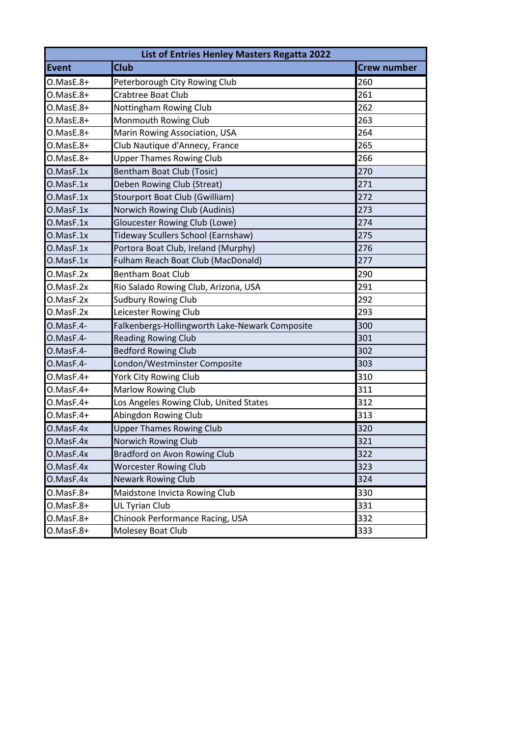| List of Entries Henley Masters Regatta 2022 | | |
|---|---|---|
| **Event** | **Club** | **Crew number** |
| O.MasE.8+ | Peterborough City Rowing Club | 260 |
| O.MasE.8+ | Crabtree Boat Club | 261 |
| O.MasE.8+ | Nottingham Rowing Club | 262 |
| O.MasE.8+ | Monmouth Rowing Club | 263 |
| O.MasE.8+ | Marin Rowing Association, USA | 264 |
| O.MasE.8+ | Club Nautique d'Annecy, France | 265 |
| O.MasE.8+ | Upper Thames Rowing Club | 266 |
| O.MasF.1x | Bentham Boat Club (Tosic) | 270 |
| O.MasF.1x | Deben Rowing Club (Streat) | 271 |
| O.MasF.1x | Stourport Boat Club (Gwilliam) | 272 |
| O.MasF.1x | Norwich Rowing Club (Audinis) | 273 |
| O.MasF.1x | Gloucester Rowing Club (Lowe) | 274 |
| O.MasF.1x | Tideway Scullers School (Earnshaw) | 275 |
| O.MasF.1x | Portora Boat Club, Ireland (Murphy) | 276 |
| O.MasF.1x | Fulham Reach Boat Club (MacDonald) | 277 |
| O.MasF.2x | Bentham Boat Club | 290 |
| O.MasF.2x | Rio Salado Rowing Club, Arizona, USA | 291 |
| O.MasF.2x | Sudbury Rowing Club | 292 |
| O.MasF.2x | Leicester Rowing Club | 293 |
| O.MasF.4- | Falkenbergs-Hollingworth Lake-Newark Composite | 300 |
| O.MasF.4- | Reading Rowing Club | 301 |
| O.MasF.4- | Bedford Rowing Club | 302 |
| O.MasF.4- | London/Westminster Composite | 303 |
| O.MasF.4+ | York City Rowing Club | 310 |
| O.MasF.4+ | Marlow Rowing Club | 311 |
| O.MasF.4+ | Los Angeles Rowing Club, United States | 312 |
| O.MasF.4+ | Abingdon Rowing Club | 313 |
| O.MasF.4x | Upper Thames Rowing Club | 320 |
| O.MasF.4x | Norwich Rowing Club | 321 |
| O.MasF.4x | Bradford on Avon Rowing Club | 322 |
| O.MasF.4x | Worcester Rowing Club | 323 |
| O.MasF.4x | Newark Rowing Club | 324 |
| O.MasF.8+ | Maidstone Invicta Rowing Club | 330 |
| O.MasF.8+ | UL Tyrian Club | 331 |
| O.MasF.8+ | Chinook Performance Racing, USA | 332 |
| O.MasF.8+ | Molesey Boat Club | 333 |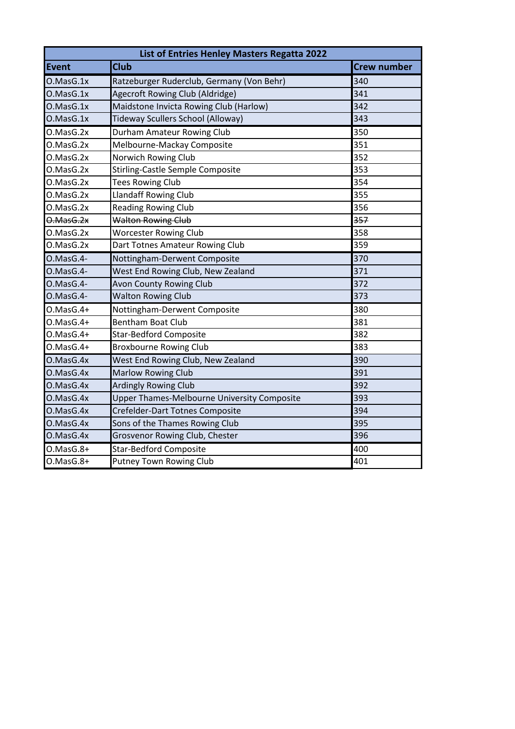| List of Entries Henley Masters Regatta 2022 | | |
|---|---|---|
| **Event** | **Club** | **Crew number** |
| O.MasG.1x | Ratzeburger Ruderclub, Germany (Von Behr) | 340 |
| O.MasG.1x | Agecroft Rowing Club (Aldridge) | 341 |
| O.MasG.1x | Maidstone Invicta Rowing Club (Harlow) | 342 |
| O.MasG.1x | Tideway Scullers School (Alloway) | 343 |
| O.MasG.2x | Durham Amateur Rowing Club | 350 |
| O.MasG.2x | Melbourne-Mackay Composite | 351 |
| O.MasG.2x | Norwich Rowing Club | 352 |
| O.MasG.2x | Stirling-Castle Semple Composite | 353 |
| O.MasG.2x | Tees Rowing Club | 354 |
| O.MasG.2x | Llandaff Rowing Club | 355 |
| O.MasG.2x | Reading Rowing Club | 356 |
| ~~O.MasG.2x~~ | ~~Walton Rowing Club~~ | ~~357~~ |
| O.MasG.2x | Worcester Rowing Club | 358 |
| O.MasG.2x | Dart Totnes Amateur Rowing Club | 359 |
| O.MasG.4- | Nottingham-Derwent Composite | 370 |
| O.MasG.4- | West End Rowing Club, New Zealand | 371 |
| O.MasG.4- | Avon County Rowing Club | 372 |
| O.MasG.4- | Walton Rowing Club | 373 |
| O.MasG.4+ | Nottingham-Derwent Composite | 380 |
| O.MasG.4+ | Bentham Boat Club | 381 |
| O.MasG.4+ | Star-Bedford Composite | 382 |
| O.MasG.4+ | Broxbourne Rowing Club | 383 |
| O.MasG.4x | West End Rowing Club, New Zealand | 390 |
| O.MasG.4x | Marlow Rowing Club | 391 |
| O.MasG.4x | Ardingly Rowing Club | 392 |
| O.MasG.4x | Upper Thames-Melbourne University Composite | 393 |
| O.MasG.4x | Crefelder-Dart Totnes Composite | 394 |
| O.MasG.4x | Sons of the Thames Rowing Club | 395 |
| O.MasG.4x | Grosvenor Rowing Club, Chester | 396 |
| O.MasG.8+ | Star-Bedford Composite | 400 |
| O.MasG.8+ | Putney Town Rowing Club | 401 |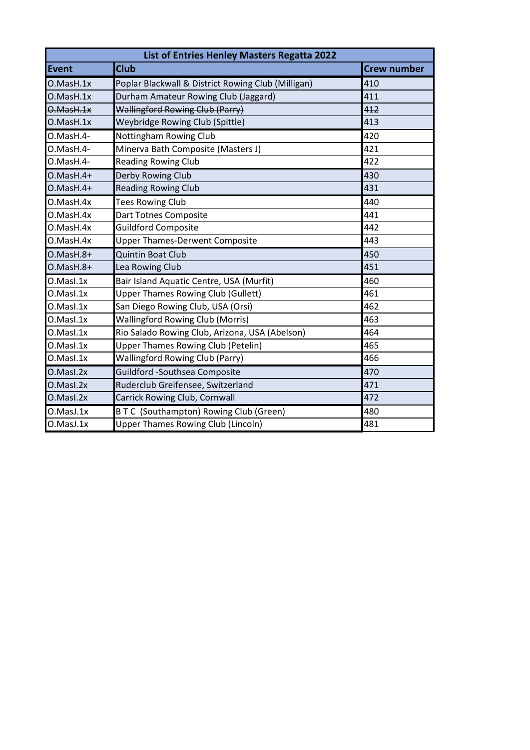| List of Entries Henley Masters Regatta 2022 | | |
|---|---|---|
| **Event** | **Club** | **Crew number** |
| O.MasH.1x | Poplar Blackwall & District Rowing Club (Milligan) | 410 |
| O.MasH.1x | Durham Amateur Rowing Club (Jaggard) | 411 |
| ~~O.MasH.1x~~ | ~~Wallingford Rowing Club (Parry)~~ | ~~412~~ |
| O.MasH.1x | Weybridge Rowing Club (Spittle) | 413 |
| O.MasH.4- | Nottingham Rowing Club | 420 |
| O.MasH.4- | Minerva Bath Composite (Masters J) | 421 |
| O.MasH.4- | Reading Rowing Club | 422 |
| O.MasH.4+ | Derby Rowing Club | 430 |
| O.MasH.4+ | Reading Rowing Club | 431 |
| O.MasH.4x | Tees Rowing Club | 440 |
| O.MasH.4x | Dart Totnes Composite | 441 |
| O.MasH.4x | Guildford Composite | 442 |
| O.MasH.4x | Upper Thames-Derwent Composite | 443 |
| O.MasH.8+ | Quintin Boat Club | 450 |
| O.MasH.8+ | Lea Rowing Club | 451 |
| O.MasI.1x | Bair Island Aquatic Centre, USA (Murfit) | 460 |
| O.MasI.1x | Upper Thames Rowing Club (Gullett) | 461 |
| O.MasI.1x | San Diego Rowing Club, USA (Orsi) | 462 |
| O.MasI.1x | Wallingford Rowing Club (Morris) | 463 |
| O.MasI.1x | Rio Salado Rowing Club, Arizona, USA (Abelson) | 464 |
| O.MasI.1x | Upper Thames Rowing Club (Petelin) | 465 |
| O.MasI.1x | Wallingford Rowing Club (Parry) | 466 |
| O.MasI.2x | Guildford -Southsea Composite | 470 |
| O.MasI.2x | Ruderclub Greifensee, Switzerland | 471 |
| O.MasI.2x | Carrick Rowing Club, Cornwall | 472 |
| O.MasJ.1x | B T C (Southampton) Rowing Club (Green) | 480 |
| O.MasJ.1x | Upper Thames Rowing Club (Lincoln) | 481 |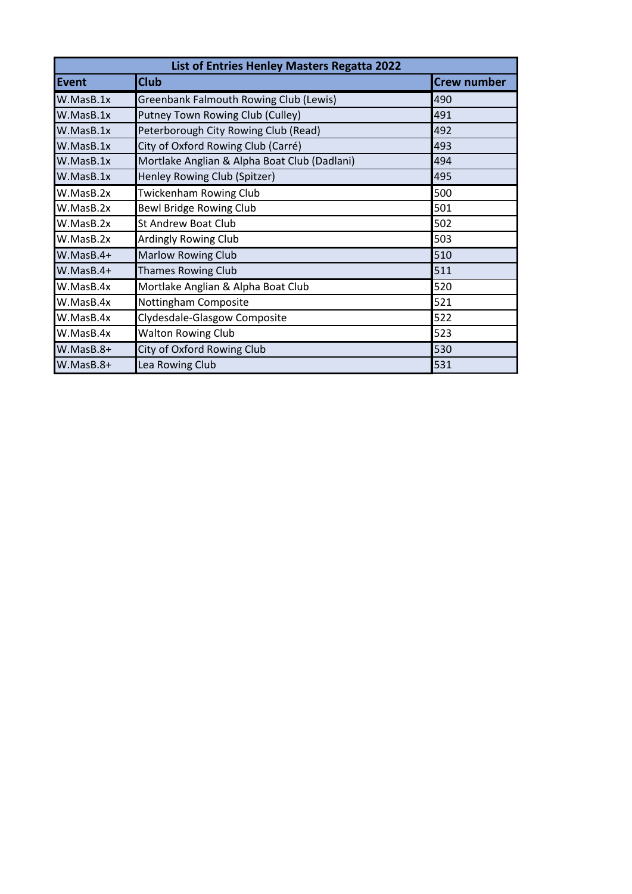| List of Entries Henley Masters Regatta 2022 | | |
|---|---|---|
| **Event** | **Club** | **Crew number** |
| W.MasB.1x | Greenbank Falmouth Rowing Club (Lewis) | 490 |
| W.MasB.1x | Putney Town Rowing Club (Culley) | 491 |
| W.MasB.1x | Peterborough City Rowing Club (Read) | 492 |
| W.MasB.1x | City of Oxford Rowing Club (Carré) | 493 |
| W.MasB.1x | Mortlake Anglian & Alpha Boat Club (Dadlani) | 494 |
| W.MasB.1x | Henley Rowing Club (Spitzer) | 495 |
| W.MasB.2x | Twickenham Rowing Club | 500 |
| W.MasB.2x | Bewl Bridge Rowing Club | 501 |
| W.MasB.2x | St Andrew Boat Club | 502 |
| W.MasB.2x | Ardingly Rowing Club | 503 |
| W.MasB.4+ | Marlow Rowing Club | 510 |
| W.MasB.4+ | Thames Rowing Club | 511 |
| W.MasB.4x | Mortlake Anglian & Alpha Boat Club | 520 |
| W.MasB.4x | Nottingham Composite | 521 |
| W.MasB.4x | Clydesdale-Glasgow Composite | 522 |
| W.MasB.4x | Walton Rowing Club | 523 |
| W.MasB.8+ | City of Oxford Rowing Club | 530 |
| W.MasB.8+ | Lea Rowing Club | 531 |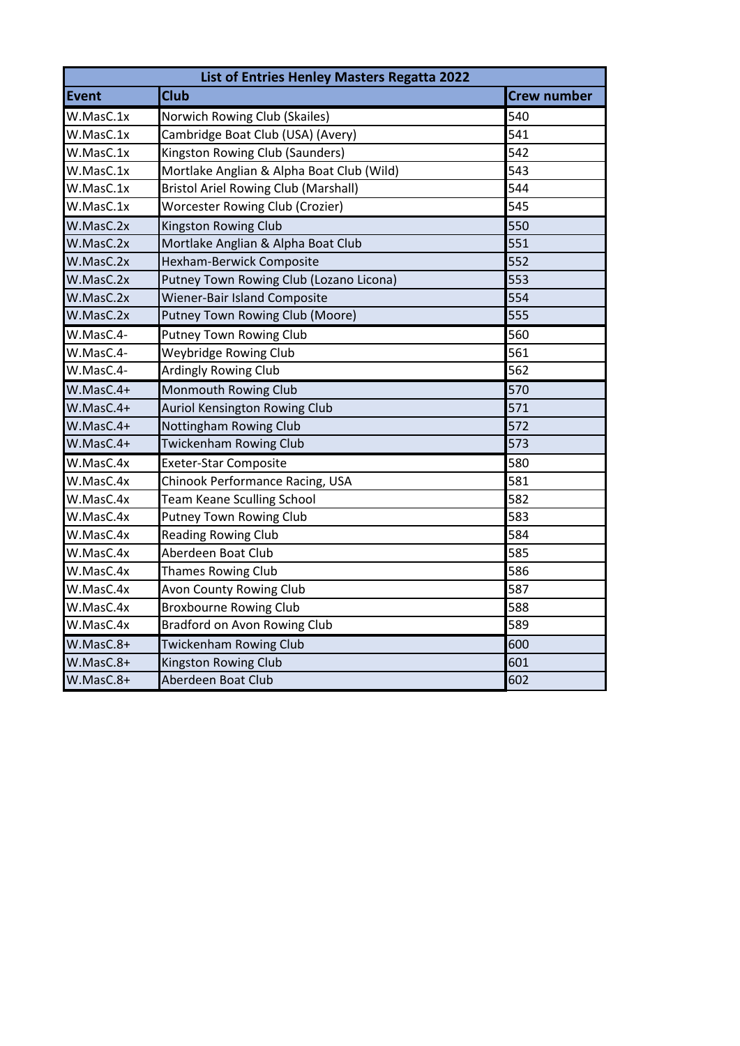| List of Entries Henley Masters Regatta 2022 | | |
| --- | --- | --- |
| **Event** | **Club** | **Crew number** |
| W.MasC.1x | Norwich Rowing Club (Skailes) | 540 |
| W.MasC.1x | Cambridge Boat Club (USA) (Avery) | 541 |
| W.MasC.1x | Kingston Rowing Club (Saunders) | 542 |
| W.MasC.1x | Mortlake Anglian & Alpha Boat Club (Wild) | 543 |
| W.MasC.1x | Bristol Ariel Rowing Club (Marshall) | 544 |
| W.MasC.1x | Worcester Rowing Club (Crozier) | 545 |
| W.MasC.2x | Kingston Rowing Club | 550 |
| W.MasC.2x | Mortlake Anglian & Alpha Boat Club | 551 |
| W.MasC.2x | Hexham-Berwick Composite | 552 |
| W.MasC.2x | Putney Town Rowing Club (Lozano Licona) | 553 |
| W.MasC.2x | Wiener-Bair Island Composite | 554 |
| W.MasC.2x | Putney Town Rowing Club (Moore) | 555 |
| W.MasC.4- | Putney Town Rowing Club | 560 |
| W.MasC.4- | Weybridge Rowing Club | 561 |
| W.MasC.4- | Ardingly Rowing Club | 562 |
| W.MasC.4+ | Monmouth Rowing Club | 570 |
| W.MasC.4+ | Auriol Kensington Rowing Club | 571 |
| W.MasC.4+ | Nottingham Rowing Club | 572 |
| W.MasC.4+ | Twickenham Rowing Club | 573 |
| W.MasC.4x | Exeter-Star Composite | 580 |
| W.MasC.4x | Chinook Performance Racing, USA | 581 |
| W.MasC.4x | Team Keane Sculling School | 582 |
| W.MasC.4x | Putney Town Rowing Club | 583 |
| W.MasC.4x | Reading Rowing Club | 584 |
| W.MasC.4x | Aberdeen Boat Club | 585 |
| W.MasC.4x | Thames Rowing Club | 586 |
| W.MasC.4x | Avon County Rowing Club | 587 |
| W.MasC.4x | Broxbourne Rowing Club | 588 |
| W.MasC.4x | Bradford on Avon Rowing Club | 589 |
| W.MasC.8+ | Twickenham Rowing Club | 600 |
| W.MasC.8+ | Kingston Rowing Club | 601 |
| W.MasC.8+ | Aberdeen Boat Club | 602 |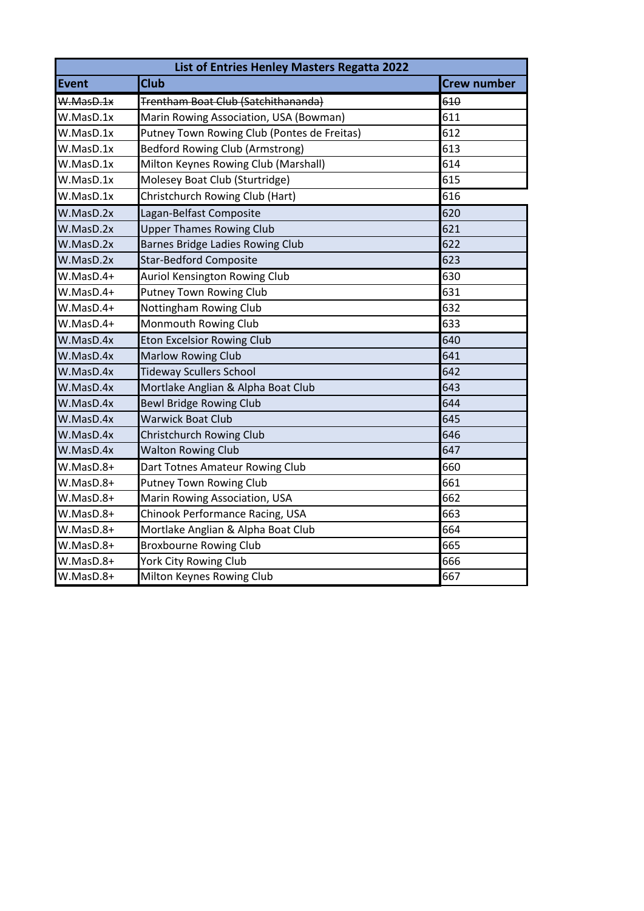| List of Entries Henley Masters Regatta 2022 | | |
|---|---|---|
| **Event** | **Club** | **Crew number** |
| ~~W.MasD.1x~~ | ~~Trentham Boat Club (Satchithananda)~~ | ~~610~~ |
| W.MasD.1x | Marin Rowing Association, USA (Bowman) | 611 |
| W.MasD.1x | Putney Town Rowing Club (Pontes de Freitas) | 612 |
| W.MasD.1x | Bedford Rowing Club (Armstrong) | 613 |
| W.MasD.1x | Milton Keynes Rowing Club (Marshall) | 614 |
| W.MasD.1x | Molesey Boat Club (Sturtridge) | 615 |
| W.MasD.1x | Christchurch Rowing Club (Hart) | 616 |
| W.MasD.2x | Lagan-Belfast Composite | 620 |
| W.MasD.2x | Upper Thames Rowing Club | 621 |
| W.MasD.2x | Barnes Bridge Ladies Rowing Club | 622 |
| W.MasD.2x | Star-Bedford Composite | 623 |
| W.MasD.4+ | Auriol Kensington Rowing Club | 630 |
| W.MasD.4+ | Putney Town Rowing Club | 631 |
| W.MasD.4+ | Nottingham Rowing Club | 632 |
| W.MasD.4+ | Monmouth Rowing Club | 633 |
| W.MasD.4x | Eton Excelsior Rowing Club | 640 |
| W.MasD.4x | Marlow Rowing Club | 641 |
| W.MasD.4x | Tideway Scullers School | 642 |
| W.MasD.4x | Mortlake Anglian & Alpha Boat Club | 643 |
| W.MasD.4x | Bewl Bridge Rowing Club | 644 |
| W.MasD.4x | Warwick Boat Club | 645 |
| W.MasD.4x | Christchurch Rowing Club | 646 |
| W.MasD.4x | Walton Rowing Club | 647 |
| W.MasD.8+ | Dart Totnes Amateur Rowing Club | 660 |
| W.MasD.8+ | Putney Town Rowing Club | 661 |
| W.MasD.8+ | Marin Rowing Association, USA | 662 |
| W.MasD.8+ | Chinook Performance Racing, USA | 663 |
| W.MasD.8+ | Mortlake Anglian & Alpha Boat Club | 664 |
| W.MasD.8+ | Broxbourne Rowing Club | 665 |
| W.MasD.8+ | York City Rowing Club | 666 |
| W.MasD.8+ | Milton Keynes Rowing Club | 667 |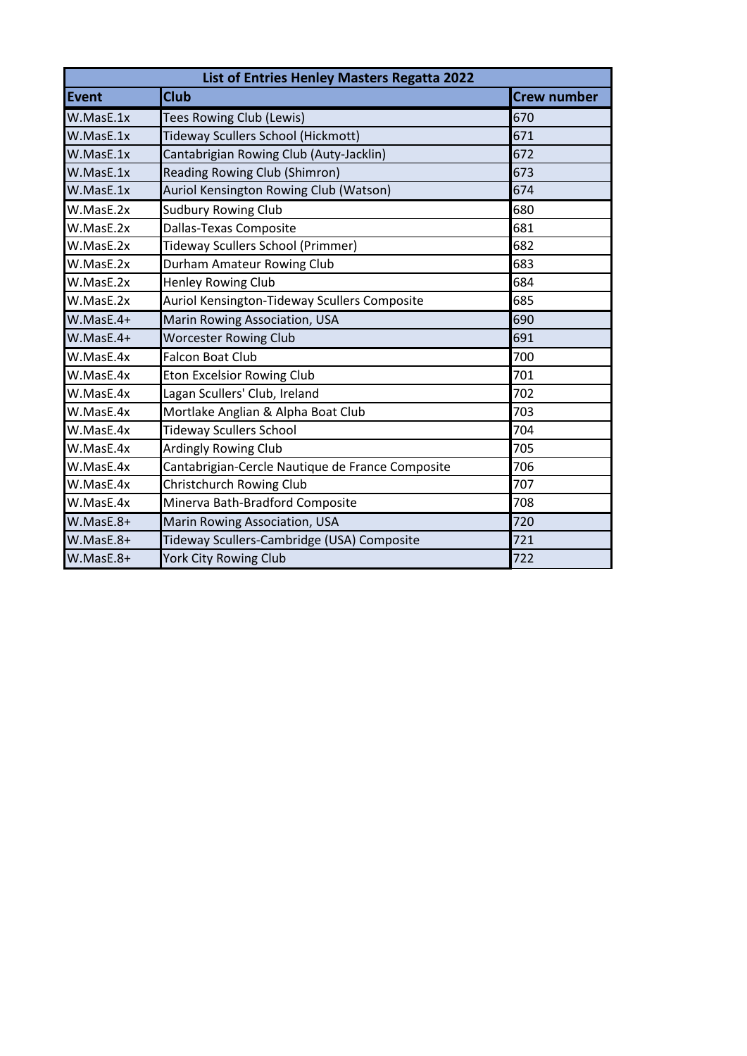| List of Entries Henley Masters Regatta 2022 | | |
|---|---|---|
| **Event** | **Club** | **Crew number** |
| W.MasE.1x | Tees Rowing Club (Lewis) | 670 |
| W.MasE.1x | Tideway Scullers School (Hickmott) | 671 |
| W.MasE.1x | Cantabrigian Rowing Club (Auty-Jacklin) | 672 |
| W.MasE.1x | Reading Rowing Club (Shimron) | 673 |
| W.MasE.1x | Auriol Kensington Rowing Club (Watson) | 674 |
| W.MasE.2x | Sudbury Rowing Club | 680 |
| W.MasE.2x | Dallas-Texas Composite | 681 |
| W.MasE.2x | Tideway Scullers School (Primmer) | 682 |
| W.MasE.2x | Durham Amateur Rowing Club | 683 |
| W.MasE.2x | Henley Rowing Club | 684 |
| W.MasE.2x | Auriol Kensington-Tideway Scullers Composite | 685 |
| W.MasE.4+ | Marin Rowing Association, USA | 690 |
| W.MasE.4+ | Worcester Rowing Club | 691 |
| W.MasE.4x | Falcon Boat Club | 700 |
| W.MasE.4x | Eton Excelsior Rowing Club | 701 |
| W.MasE.4x | Lagan Scullers' Club, Ireland | 702 |
| W.MasE.4x | Mortlake Anglian & Alpha Boat Club | 703 |
| W.MasE.4x | Tideway Scullers School | 704 |
| W.MasE.4x | Ardingly Rowing Club | 705 |
| W.MasE.4x | Cantabrigian-Cercle Nautique de France Composite | 706 |
| W.MasE.4x | Christchurch Rowing Club | 707 |
| W.MasE.4x | Minerva Bath-Bradford Composite | 708 |
| W.MasE.8+ | Marin Rowing Association, USA | 720 |
| W.MasE.8+ | Tideway Scullers-Cambridge (USA) Composite | 721 |
| W.MasE.8+ | York City Rowing Club | 722 |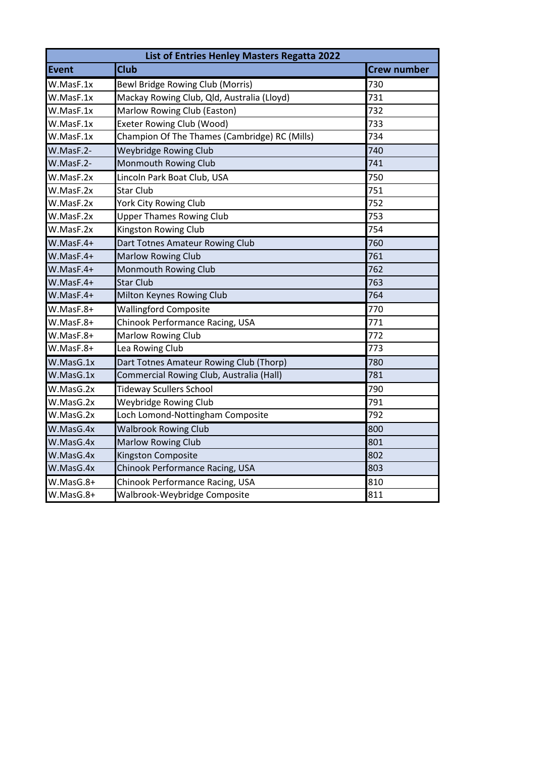| List of Entries Henley Masters Regatta 2022 | | |
|---|---|---|
| **Event** | **Club** | **Crew number** |
| W.MasF.1x | Bewl Bridge Rowing Club (Morris) | 730 |
| W.MasF.1x | Mackay Rowing Club, Qld, Australia (Lloyd) | 731 |
| W.MasF.1x | Marlow Rowing Club (Easton) | 732 |
| W.MasF.1x | Exeter Rowing Club (Wood) | 733 |
| W.MasF.1x | Champion Of The Thames (Cambridge) RC (Mills) | 734 |
| W.MasF.2- | Weybridge Rowing Club | 740 |
| W.MasF.2- | Monmouth Rowing Club | 741 |
| W.MasF.2x | Lincoln Park Boat Club, USA | 750 |
| W.MasF.2x | Star Club | 751 |
| W.MasF.2x | York City Rowing Club | 752 |
| W.MasF.2x | Upper Thames Rowing Club | 753 |
| W.MasF.2x | Kingston Rowing Club | 754 |
| W.MasF.4+ | Dart Totnes Amateur Rowing Club | 760 |
| W.MasF.4+ | Marlow Rowing Club | 761 |
| W.MasF.4+ | Monmouth Rowing Club | 762 |
| W.MasF.4+ | Star Club | 763 |
| W.MasF.4+ | Milton Keynes Rowing Club | 764 |
| W.MasF.8+ | Wallingford Composite | 770 |
| W.MasF.8+ | Chinook Performance Racing, USA | 771 |
| W.MasF.8+ | Marlow Rowing Club | 772 |
| W.MasF.8+ | Lea Rowing Club | 773 |
| W.MasG.1x | Dart Totnes Amateur Rowing Club (Thorp) | 780 |
| W.MasG.1x | Commercial Rowing Club, Australia (Hall) | 781 |
| W.MasG.2x | Tideway Scullers School | 790 |
| W.MasG.2x | Weybridge Rowing Club | 791 |
| W.MasG.2x | Loch Lomond-Nottingham Composite | 792 |
| W.MasG.4x | Walbrook Rowing Club | 800 |
| W.MasG.4x | Marlow Rowing Club | 801 |
| W.MasG.4x | Kingston Composite | 802 |
| W.MasG.4x | Chinook Performance Racing, USA | 803 |
| W.MasG.8+ | Chinook Performance Racing, USA | 810 |
| W.MasG.8+ | Walbrook-Weybridge Composite | 811 |